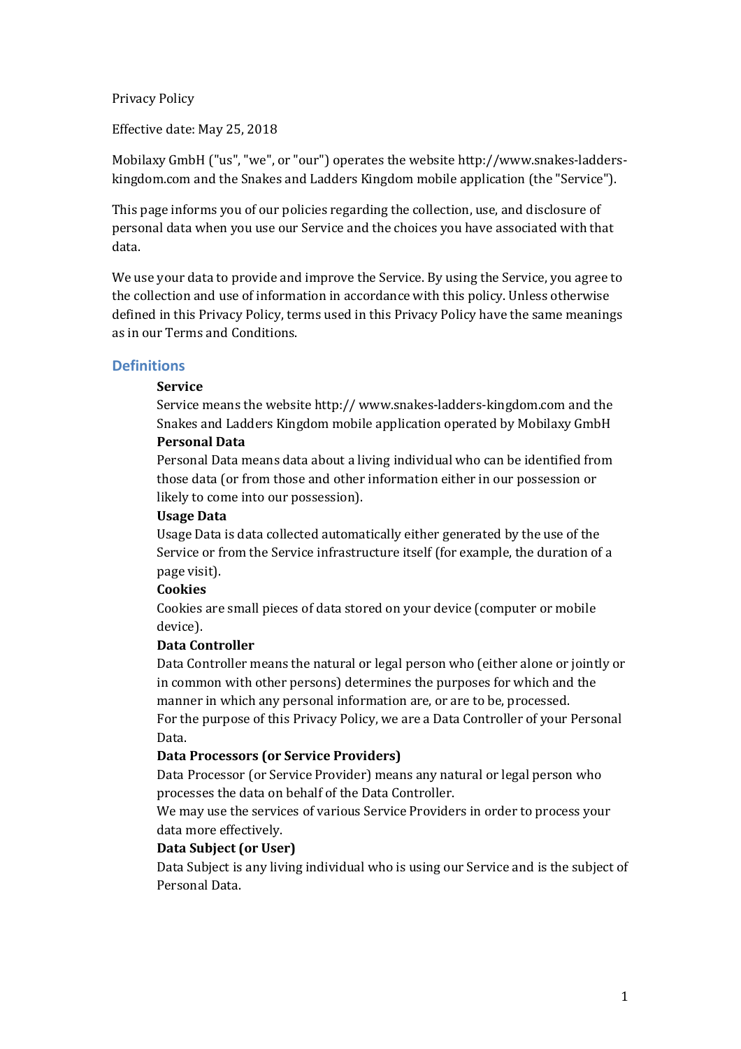Privacy Policy

Effective date: May 25, 2018

Mobilaxy GmbH ("us", "we", or "our") operates the website http://www.snakes-ladders-kingdom.com and the Snakes and Ladders Kingdom mobile application (the "Service").

This page informs you of our policies regarding the collection, use, and disclosure of personal data when you use our Service and the choices you have associated with that data.

We use your data to provide and improve the Service. By using the Service, you agree to the collection and use of information in accordance with this policy. Unless otherwise defined in this Privacy Policy, terms used in this Privacy Policy have the same meanings as in our Terms and Conditions.

## Definitions

**Service**

Service means the website http:// www.snakes-ladders-kingdom.com and the Snakes and Ladders Kingdom mobile application operated by Mobilaxy GmbH

**Personal Data**

Personal Data means data about a living individual who can be identified from those data (or from those and other information either in our possession or likely to come into our possession).

**Usage Data**

Usage Data is data collected automatically either generated by the use of the Service or from the Service infrastructure itself (for example, the duration of a page visit).

**Cookies**

Cookies are small pieces of data stored on your device (computer or mobile device).

**Data Controller**

Data Controller means the natural or legal person who (either alone or jointly or in common with other persons) determines the purposes for which and the manner in which any personal information are, or are to be, processed.

For the purpose of this Privacy Policy, we are a Data Controller of your Personal Data.

**Data Processors (or Service Providers)**

Data Processor (or Service Provider) means any natural or legal person who processes the data on behalf of the Data Controller.

We may use the services of various Service Providers in order to process your data more effectively.

**Data Subject (or User)**

Data Subject is any living individual who is using our Service and is the subject of Personal Data.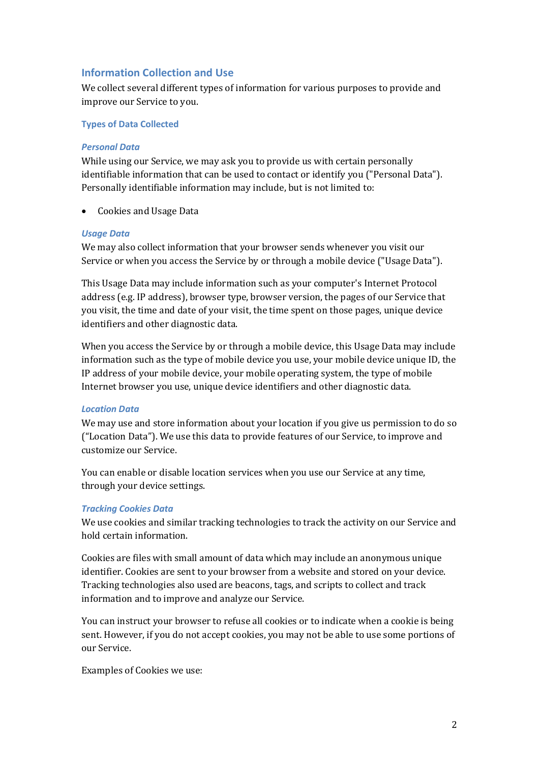## Information Collection and Use

We collect several different types of information for various purposes to provide and improve our Service to you.

### Types of Data Collected

#### *Personal Data*

While using our Service, we may ask you to provide us with certain personally identifiable information that can be used to contact or identify you ("Personal Data"). Personally identifiable information may include, but is not limited to:

- Cookies and Usage Data

#### *Usage Data*

We may also collect information that your browser sends whenever you visit our Service or when you access the Service by or through a mobile device ("Usage Data").

This Usage Data may include information such as your computer's Internet Protocol address (e.g. IP address), browser type, browser version, the pages of our Service that you visit, the time and date of your visit, the time spent on those pages, unique device identifiers and other diagnostic data.

When you access the Service by or through a mobile device, this Usage Data may include information such as the type of mobile device you use, your mobile device unique ID, the IP address of your mobile device, your mobile operating system, the type of mobile Internet browser you use, unique device identifiers and other diagnostic data.

#### *Location Data*

We may use and store information about your location if you give us permission to do so ("Location Data"). We use this data to provide features of our Service, to improve and customize our Service.

You can enable or disable location services when you use our Service at any time, through your device settings.

#### *Tracking Cookies Data*

We use cookies and similar tracking technologies to track the activity on our Service and hold certain information.

Cookies are files with small amount of data which may include an anonymous unique identifier. Cookies are sent to your browser from a website and stored on your device. Tracking technologies also used are beacons, tags, and scripts to collect and track information and to improve and analyze our Service.

You can instruct your browser to refuse all cookies or to indicate when a cookie is being sent. However, if you do not accept cookies, you may not be able to use some portions of our Service.

Examples of Cookies we use: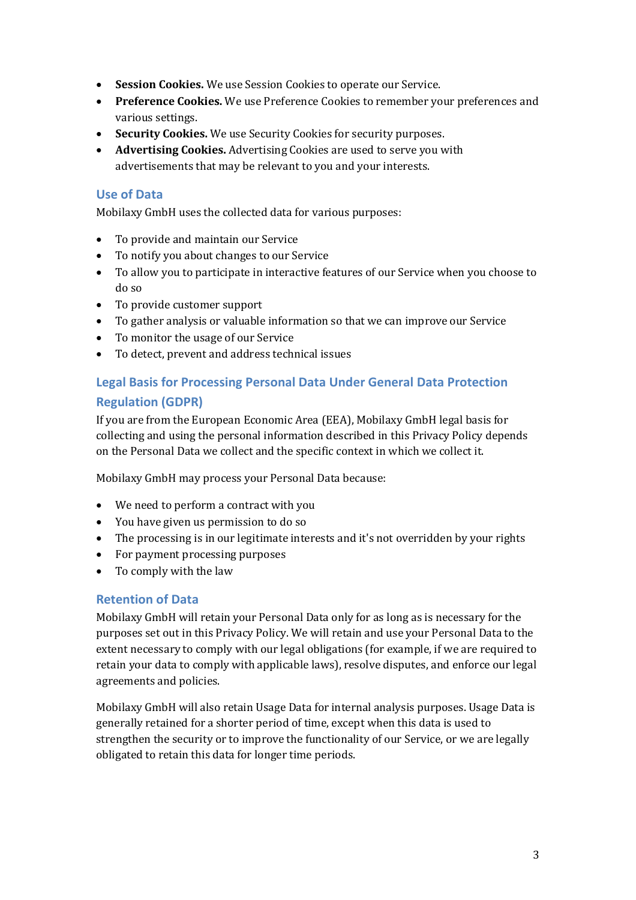- **Session Cookies.** We use Session Cookies to operate our Service.
- **Preference Cookies.** We use Preference Cookies to remember your preferences and various settings.
- **Security Cookies.** We use Security Cookies for security purposes.
- **Advertising Cookies.** Advertising Cookies are used to serve you with advertisements that may be relevant to you and your interests.

## Use of Data

Mobilaxy GmbH uses the collected data for various purposes:

- To provide and maintain our Service
- To notify you about changes to our Service
- To allow you to participate in interactive features of our Service when you choose to do so
- To provide customer support
- To gather analysis or valuable information so that we can improve our Service
- To monitor the usage of our Service
- To detect, prevent and address technical issues

## Legal Basis for Processing Personal Data Under General Data Protection Regulation (GDPR)

If you are from the European Economic Area (EEA), Mobilaxy GmbH legal basis for collecting and using the personal information described in this Privacy Policy depends on the Personal Data we collect and the specific context in which we collect it.

Mobilaxy GmbH may process your Personal Data because:

- We need to perform a contract with you
- You have given us permission to do so
- The processing is in our legitimate interests and it's not overridden by your rights
- For payment processing purposes
- To comply with the law

## Retention of Data

Mobilaxy GmbH will retain your Personal Data only for as long as is necessary for the purposes set out in this Privacy Policy. We will retain and use your Personal Data to the extent necessary to comply with our legal obligations (for example, if we are required to retain your data to comply with applicable laws), resolve disputes, and enforce our legal agreements and policies.

Mobilaxy GmbH will also retain Usage Data for internal analysis purposes. Usage Data is generally retained for a shorter period of time, except when this data is used to strengthen the security or to improve the functionality of our Service, or we are legally obligated to retain this data for longer time periods.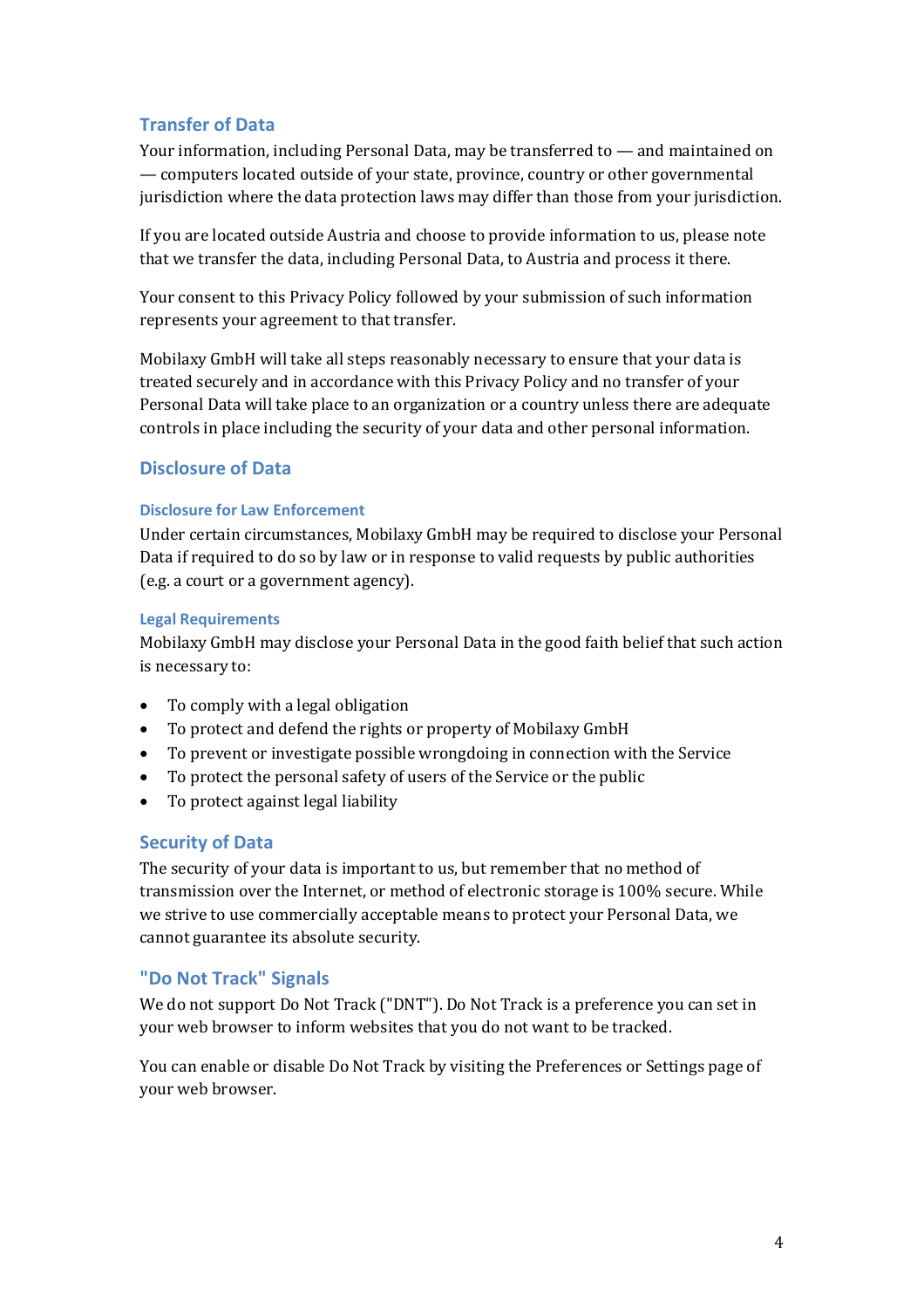## Transfer of Data

Your information, including Personal Data, may be transferred to — and maintained on — computers located outside of your state, province, country or other governmental jurisdiction where the data protection laws may differ than those from your jurisdiction.

If you are located outside Austria and choose to provide information to us, please note that we transfer the data, including Personal Data, to Austria and process it there.

Your consent to this Privacy Policy followed by your submission of such information represents your agreement to that transfer.

Mobilaxy GmbH will take all steps reasonably necessary to ensure that your data is treated securely and in accordance with this Privacy Policy and no transfer of your Personal Data will take place to an organization or a country unless there are adequate controls in place including the security of your data and other personal information.

## Disclosure of Data

### Disclosure for Law Enforcement

Under certain circumstances, Mobilaxy GmbH may be required to disclose your Personal Data if required to do so by law or in response to valid requests by public authorities (e.g. a court or a government agency).

### Legal Requirements

Mobilaxy GmbH may disclose your Personal Data in the good faith belief that such action is necessary to:

- To comply with a legal obligation
- To protect and defend the rights or property of Mobilaxy GmbH
- To prevent or investigate possible wrongdoing in connection with the Service
- To protect the personal safety of users of the Service or the public
- To protect against legal liability

## Security of Data

The security of your data is important to us, but remember that no method of transmission over the Internet, or method of electronic storage is 100% secure. While we strive to use commercially acceptable means to protect your Personal Data, we cannot guarantee its absolute security.

## "Do Not Track" Signals

We do not support Do Not Track ("DNT"). Do Not Track is a preference you can set in your web browser to inform websites that you do not want to be tracked.

You can enable or disable Do Not Track by visiting the Preferences or Settings page of your web browser.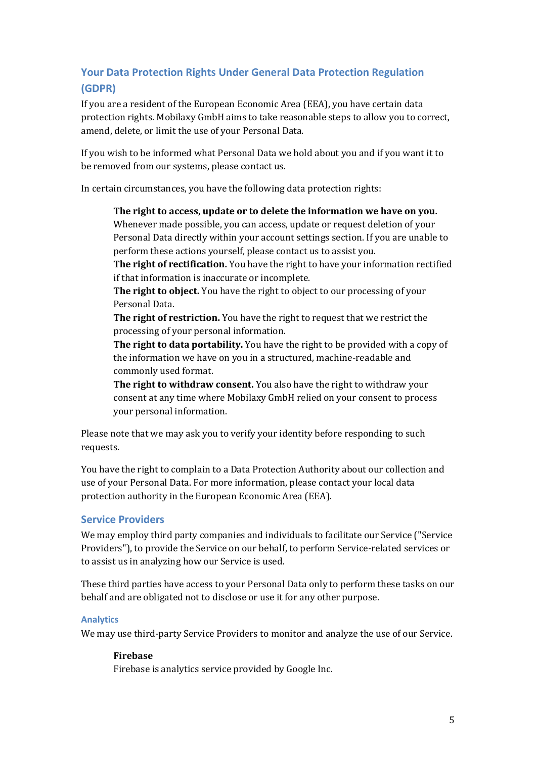## Your Data Protection Rights Under General Data Protection Regulation (GDPR)

If you are a resident of the European Economic Area (EEA), you have certain data protection rights. Mobilaxy GmbH aims to take reasonable steps to allow you to correct, amend, delete, or limit the use of your Personal Data.

If you wish to be informed what Personal Data we hold about you and if you want it to be removed from our systems, please contact us.

In certain circumstances, you have the following data protection rights:

> **The right to access, update or to delete the information we have on you.** Whenever made possible, you can access, update or request deletion of your Personal Data directly within your account settings section. If you are unable to perform these actions yourself, please contact us to assist you.
> **The right of rectification.** You have the right to have your information rectified if that information is inaccurate or incomplete.
> **The right to object.** You have the right to object to our processing of your Personal Data.
> **The right of restriction.** You have the right to request that we restrict the processing of your personal information.
> **The right to data portability.** You have the right to be provided with a copy of the information we have on you in a structured, machine-readable and commonly used format.
> **The right to withdraw consent.** You also have the right to withdraw your consent at any time where Mobilaxy GmbH relied on your consent to process your personal information.

Please note that we may ask you to verify your identity before responding to such requests.

You have the right to complain to a Data Protection Authority about our collection and use of your Personal Data. For more information, please contact your local data protection authority in the European Economic Area (EEA).

## Service Providers

We may employ third party companies and individuals to facilitate our Service ("Service Providers"), to provide the Service on our behalf, to perform Service-related services or to assist us in analyzing how our Service is used.

These third parties have access to your Personal Data only to perform these tasks on our behalf and are obligated not to disclose or use it for any other purpose.

### Analytics

We may use third-party Service Providers to monitor and analyze the use of our Service.

> **Firebase**
> Firebase is analytics service provided by Google Inc.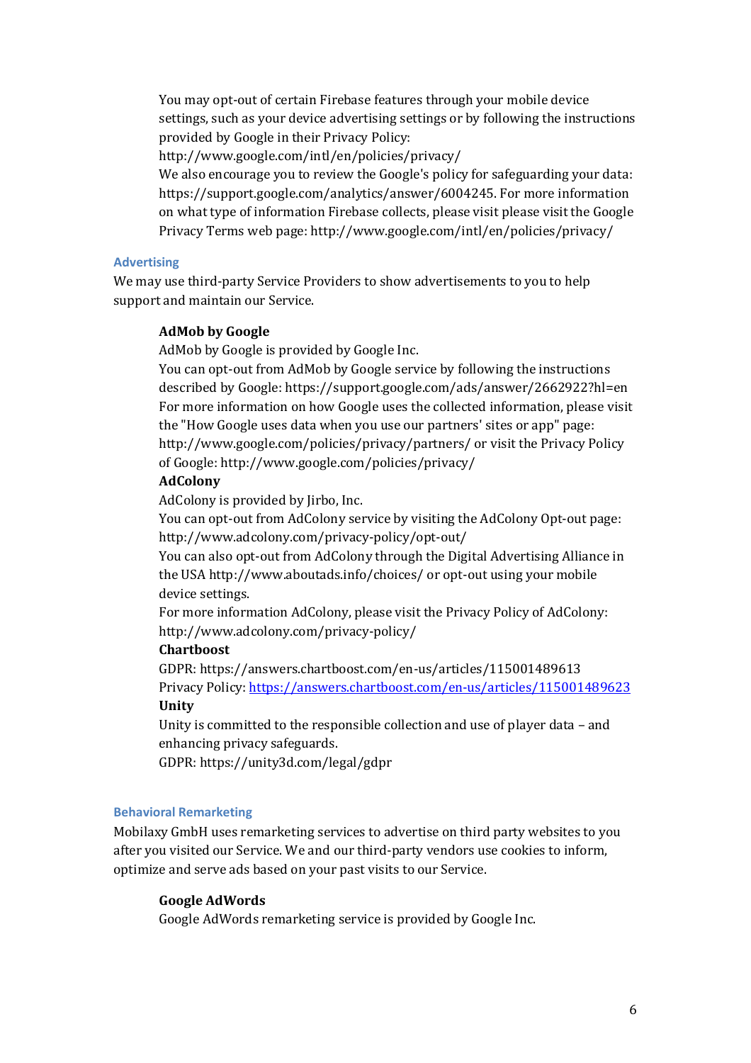You may opt-out of certain Firebase features through your mobile device settings, such as your device advertising settings or by following the instructions provided by Google in their Privacy Policy: http://www.google.com/intl/en/policies/privacy/
We also encourage you to review the Google's policy for safeguarding your data: https://support.google.com/analytics/answer/6004245. For more information on what type of information Firebase collects, please visit please visit the Google Privacy Terms web page: http://www.google.com/intl/en/policies/privacy/

### Advertising

We may use third-party Service Providers to show advertisements to you to help support and maintain our Service.

**AdMob by Google**
AdMob by Google is provided by Google Inc.
You can opt-out from AdMob by Google service by following the instructions described by Google: https://support.google.com/ads/answer/2662922?hl=en
For more information on how Google uses the collected information, please visit the "How Google uses data when you use our partners' sites or app" page: http://www.google.com/policies/privacy/partners/ or visit the Privacy Policy of Google: http://www.google.com/policies/privacy/

**AdColony**
AdColony is provided by Jirbo, Inc.
You can opt-out from AdColony service by visiting the AdColony Opt-out page: http://www.adcolony.com/privacy-policy/opt-out/
You can also opt-out from AdColony through the Digital Advertising Alliance in the USA http://www.aboutads.info/choices/ or opt-out using your mobile device settings.
For more information AdColony, please visit the Privacy Policy of AdColony: http://www.adcolony.com/privacy-policy/

**Chartboost**
GDPR: https://answers.chartboost.com/en-us/articles/115001489613
Privacy Policy: https://answers.chartboost.com/en-us/articles/115001489623

**Unity**
Unity is committed to the responsible collection and use of player data – and enhancing privacy safeguards.
GDPR: https://unity3d.com/legal/gdpr

### Behavioral Remarketing

Mobilaxy GmbH uses remarketing services to advertise on third party websites to you after you visited our Service. We and our third-party vendors use cookies to inform, optimize and serve ads based on your past visits to our Service.

**Google AdWords**
Google AdWords remarketing service is provided by Google Inc.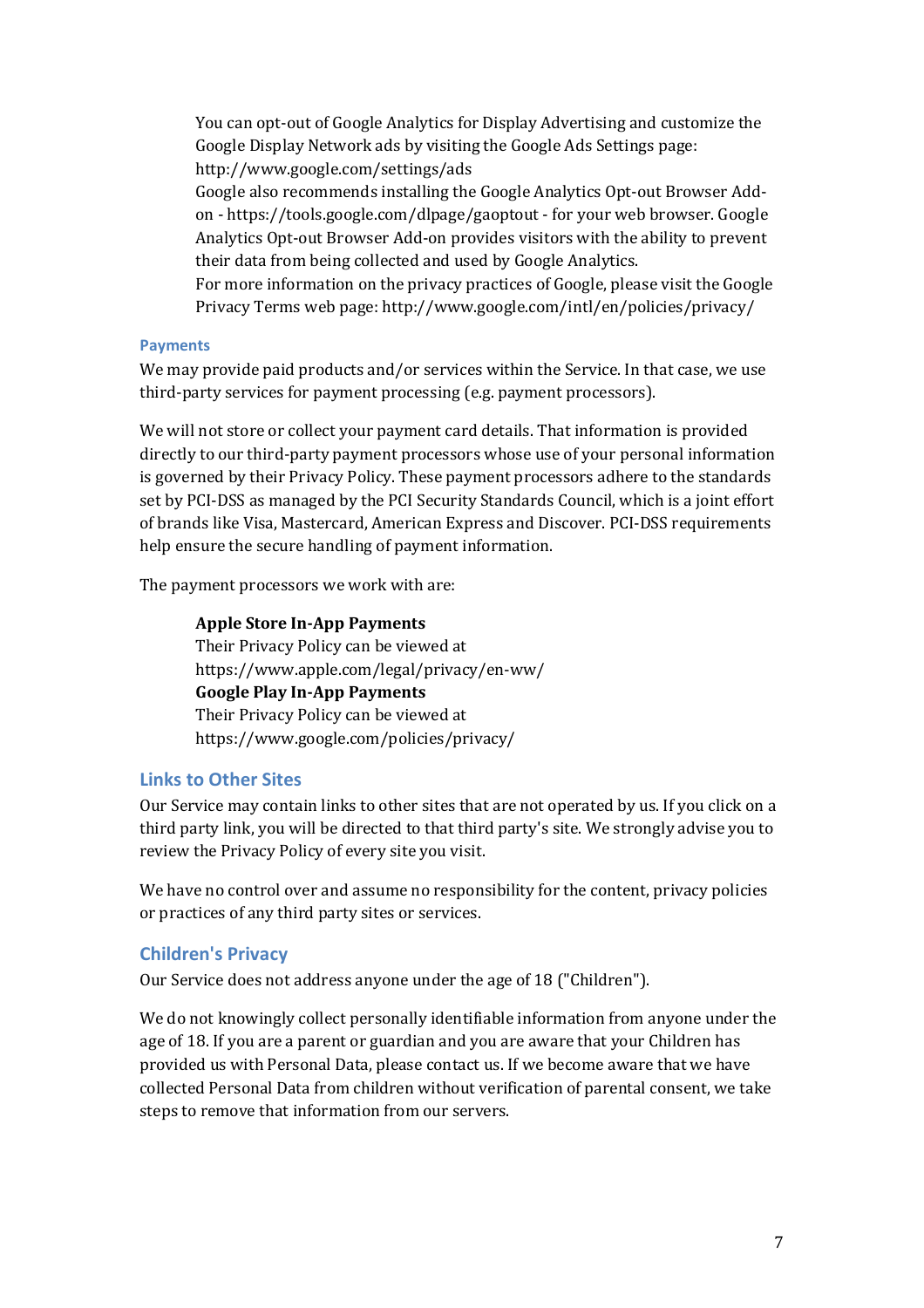You can opt-out of Google Analytics for Display Advertising and customize the Google Display Network ads by visiting the Google Ads Settings page: http://www.google.com/settings/ads

Google also recommends installing the Google Analytics Opt-out Browser Add-on - https://tools.google.com/dlpage/gaoptout - for your web browser. Google Analytics Opt-out Browser Add-on provides visitors with the ability to prevent their data from being collected and used by Google Analytics.

For more information on the privacy practices of Google, please visit the Google Privacy Terms web page: http://www.google.com/intl/en/policies/privacy/

#### Payments

We may provide paid products and/or services within the Service. In that case, we use third-party services for payment processing (e.g. payment processors).

We will not store or collect your payment card details. That information is provided directly to our third-party payment processors whose use of your personal information is governed by their Privacy Policy. These payment processors adhere to the standards set by PCI-DSS as managed by the PCI Security Standards Council, which is a joint effort of brands like Visa, Mastercard, American Express and Discover. PCI-DSS requirements help ensure the secure handling of payment information.

The payment processors we work with are:

**Apple Store In-App Payments**
Their Privacy Policy can be viewed at https://www.apple.com/legal/privacy/en-ww/

**Google Play In-App Payments**
Their Privacy Policy can be viewed at https://www.google.com/policies/privacy/

## Links to Other Sites

Our Service may contain links to other sites that are not operated by us. If you click on a third party link, you will be directed to that third party's site. We strongly advise you to review the Privacy Policy of every site you visit.

We have no control over and assume no responsibility for the content, privacy policies or practices of any third party sites or services.

## Children's Privacy

Our Service does not address anyone under the age of 18 ("Children").

We do not knowingly collect personally identifiable information from anyone under the age of 18. If you are a parent or guardian and you are aware that your Children has provided us with Personal Data, please contact us. If we become aware that we have collected Personal Data from children without verification of parental consent, we take steps to remove that information from our servers.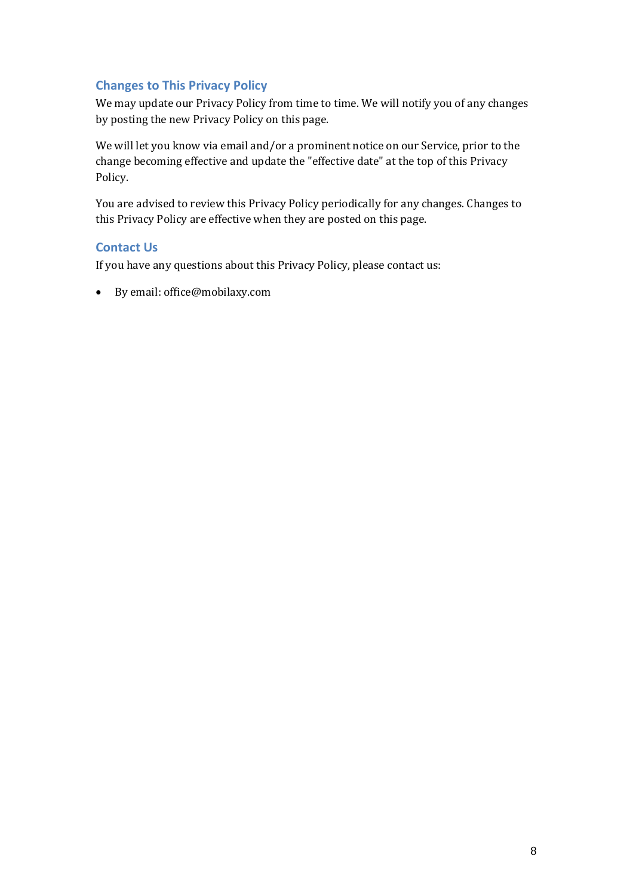## Changes to This Privacy Policy

We may update our Privacy Policy from time to time. We will notify you of any changes by posting the new Privacy Policy on this page.

We will let you know via email and/or a prominent notice on our Service, prior to the change becoming effective and update the "effective date" at the top of this Privacy Policy.

You are advised to review this Privacy Policy periodically for any changes. Changes to this Privacy Policy are effective when they are posted on this page.

## Contact Us

If you have any questions about this Privacy Policy, please contact us:

- By email: office@mobilaxy.com